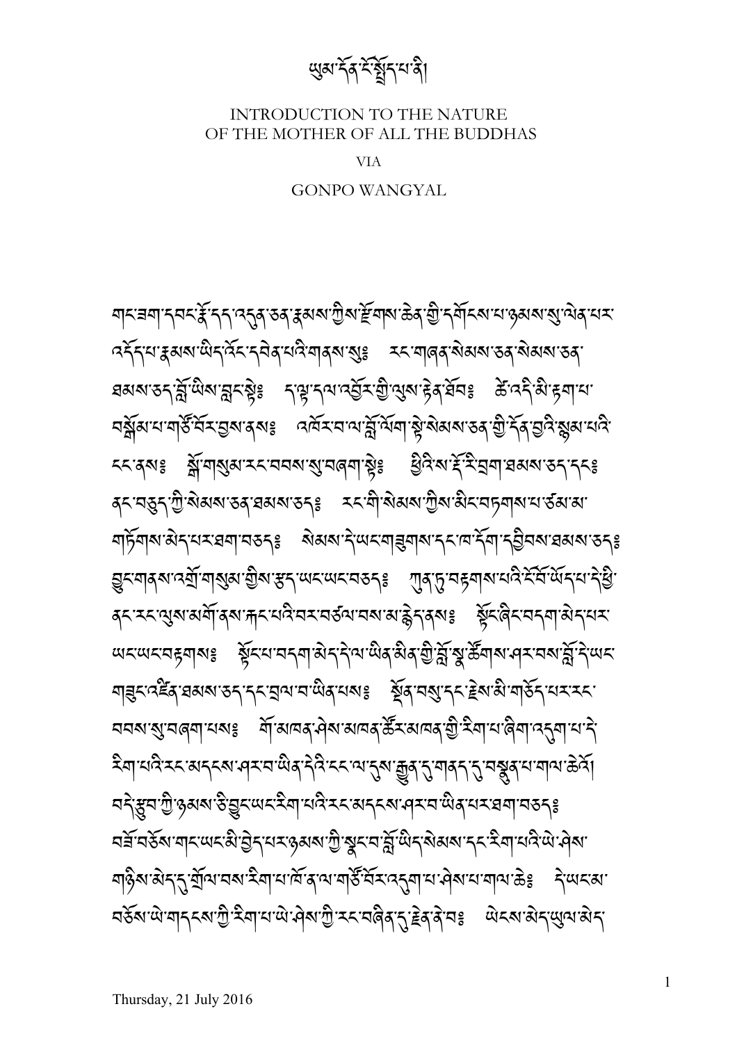# ཡུམ་དོན་ངོ་སྤྲོད་པ་ནི།

INTRODUCTION TO THE NATURE
OF THE MOTHER OF ALL THE BUDDHAS

VIA

GONPO WANGYAL

གང་ཟག་དབང་རྣོ་དད་འདུན་ཅན་རྣམས་ཀྱིས་རྫོགས་ཆེན་གྱི་དགོངས་པ་ཉམས་སུ་ལེན་པར་འདོད་པ་རྣམས་ཡིད་འོང་དབེན་པའི་གནས་སུ༔ རང་གཞན་སེམས་ཅན་སེམས་ཅན་ཐམས་ཅད་བློ་ཡིས་བླང་སྟེ༔ དལ་འབྱོར་གྱི་ལུས་རྟེན་ཐོབ༔ ཚེ་འདི་མི་རྟག་པ་བསྒོམ་པ་གཙོ་བོར་བྱས་ནས༔ འཁོར་བ་ལ་བློ་ལོག་སྟེ་སེམས་ཅན་གྱི་དོན་བྱའི་སླུམ་པའི་ངང་ནས༔ སྒོ་གསུམ་རང་བབས་སུ་བཞག་སྟེ༔ ཕྱིའི་རྗོ་རི་བྲག་ཐམས་ཅད་དང༔ ནང་བཅུད་ཀྱི་སེམས་ཅན་ཐམས་ཅད༔ རང་གི་སེམས་ཀྱིས་མིང་བཏགས་པ་ཙམ་མ་གཏོགས་མེད་པར་ཐག་བཅད༔ སེམས་དེ་ཡང་གཟུགས་དང་ཁ་དོག་དབྱིབས་ཐམས་ཅད༔ བྱུང་གནས་འགྲོ་གསུམ་གྱིས་སྟོང་ཡང་ཡང་བཅད༔ ཀུན་ཏུ་བརྟགས་པའི་དོན་ཡོད་པ་དེ་ཕྱི་ནང་རང་ལུས་མགོ་ནས་རྐང་པའི་བར་བཙལ་བས་མ་རྙེད་ནས༔ སྟོང་ཞིང་བདག་མེད་པར་ཡང་ཡང་བརྟགས༔ སྟོང་པ་བདག་མེད་དེ་ལ་ཡིན་མིན་གྱི་བློ་སྣ་ཚོགས་ཤར་བས་བློ་དེ་ཡང་གཟུང་འཛིན་ཐམས་ཅད་དང་བྲལ་བ་ཡིན་པས༔ སྔོན་བསུ་དང་རྗེས་མི་གཅོད་པར་རང་བབས་སུ་བཞག་པས༔ གོ་མཁན་ཤེས་མཁན་ཚོར་མཁན་གྱི་རིག་པ་ཞིག་འདུག་པ་དེ་རིག་པའི་རང་མདངས་ཤར་བ་ཡིན་དེའི་ངང་ལ་དུས་རྒྱུན་དུ་གནད་དུ་བསྟུན་པ་གལ་ཆེའོ། བདེ་སྡུག་གི་ཉམས་ཅི་བྱུང་ཡང་རིག་པའི་རང་མདངས་ཤར་བ་ཡིན་པར་ཐག་བཅད༔ བཟོ་བཅོས་གང་ཡང་མི་བྱེད་པར་ཉམས་ཀྱི་སྣང་བ་བློ་ཡིད་སེམས་དང་རིག་པའི་ཡེ་ཤེས་གཉིས་མེད་དུ་གྲོལ་བས་རིག་པ་ཁོ་ན་ལ་གཙོ་བོར་འདུག་པ་ཤེས་པ་གལ་ཆེ༔ དེ་ཡང་མ་བཅོས་ཡེ་གདངས་ཀྱི་རིག་པ་ཡེ་ཤེས་ཀྱི་རང་བཞིན་དུ་རྫེན་ནེ་བ༔ ཡེངས་མེད་ཡུལ་མེད་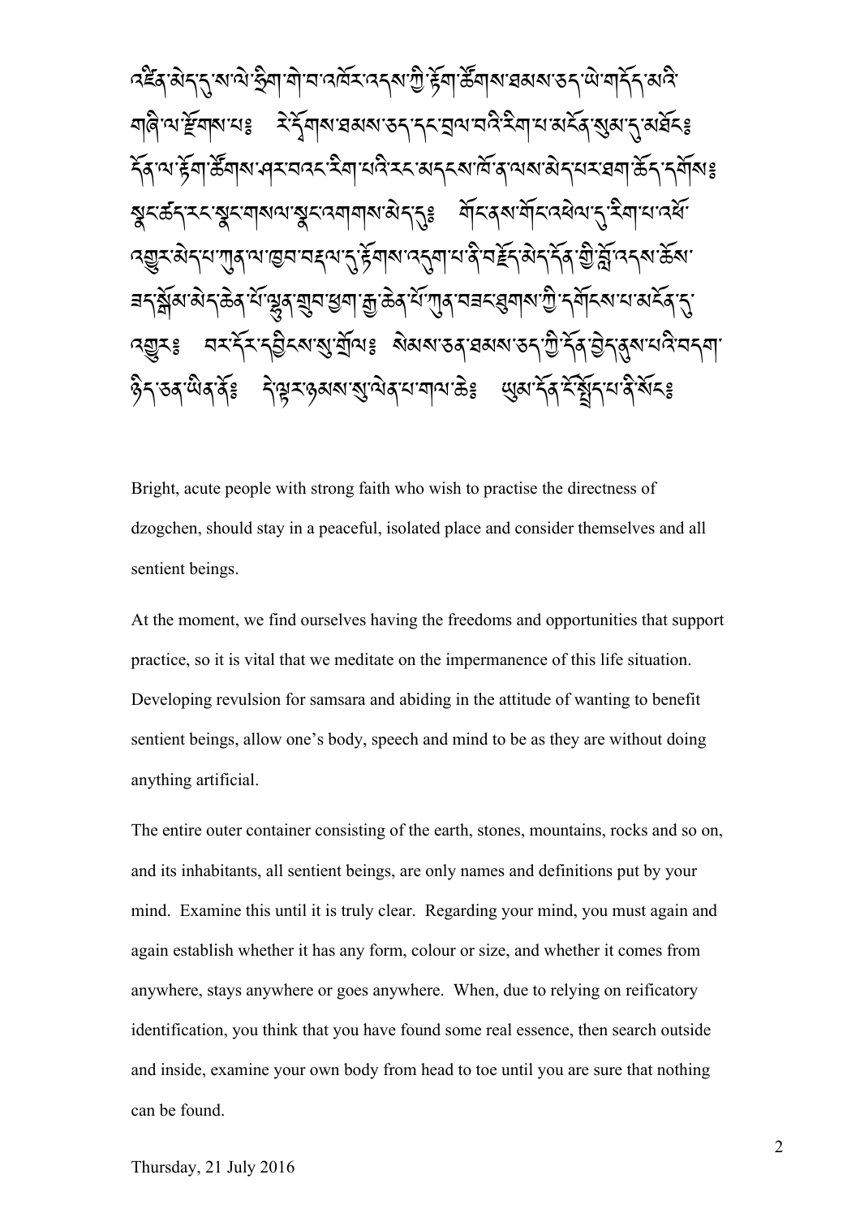འཛིན་མེད་དུ་ས་ལེ་ཧྲིག་གེ་བ་འཁོར་འདས་ཀྱི་རྟོག་ཚོགས་ཐམས་ཅད་ཡེ་གདོད་མའི་གཞི་ལ་རྫོགས་པ༔ རི་དྭགས་ཐམས་ཅད་དང་བྲལ་བའི་རིག་པ་མངོན་སུམ་དུ་མཐོང༔ དོན་ལ་རྟོག་ཚོགས་ཤར་བའང་རིག་པའི་རང་མདངས་ཡིན་ལས་མེད་པར་ཐག་ཆོད་དགོས༔ སྣང་ཚོད་རང་སྣང་གསལ་སྣང་འགགས་མེད་དུ༔ གོང་ནས་གོང་འཕེལ་དུ་རིག་པ་འཕོ་འགྱུར་མེད་པ་ཀུན་ལ་ཁྱབ་བརྡལ་དུ་རྫོགས་འདུག་པ་ནི་བརྗོད་མེད་དོན་གྱི་བློ་འདས་ཆོས་ཟད་སྒོམ་མེད་ཆེན་པོ་ལྷུན་གྲུབ་ཕྱག་རྒྱ་ཆེན་པོ་ཀུན་བཟང་ཐུགས་ཀྱི་དགོངས་པ་མངོན་དུ་འགྱུར༔ བར་དོར་དབྱིངས་སུ་གྲོལ༔ སེམས་ཅན་ཐམས་ཅད་ཀྱི་དོན་བྱེད་ནུས་པའི་བདག་ཉིད་ཅན་ཡིན་ནོ༔ དེ་ལྟར་ཉམས་སུ་ལེན་པ་གལ་ཆེ༔ ཡུམ་དོན་དོ་སྤྲོད་པ་ནི་སོང༔

Bright, acute people with strong faith who wish to practise the directness of dzogchen, should stay in a peaceful, isolated place and consider themselves and all sentient beings.

At the moment, we find ourselves having the freedoms and opportunities that support practice, so it is vital that we meditate on the impermanence of this life situation. Developing revulsion for samsara and abiding in the attitude of wanting to benefit sentient beings, allow one's body, speech and mind to be as they are without doing anything artificial.

The entire outer container consisting of the earth, stones, mountains, rocks and so on, and its inhabitants, all sentient beings, are only names and definitions put by your mind. Examine this until it is truly clear. Regarding your mind, you must again and again establish whether it has any form, colour or size, and whether it comes from anywhere, stays anywhere or goes anywhere. When, due to relying on reificatory identification, you think that you have found some real essence, then search outside and inside, examine your own body from head to toe until you are sure that nothing can be found.

Thursday, 21 July 2016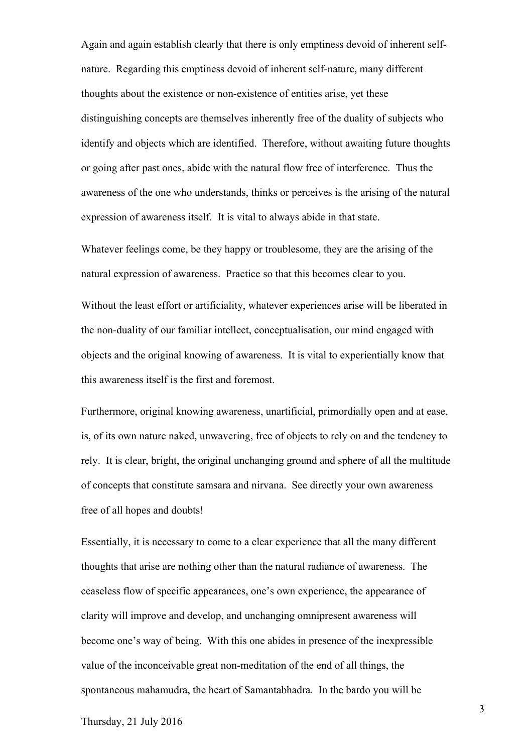Again and again establish clearly that there is only emptiness devoid of inherent self-nature. Regarding this emptiness devoid of inherent self-nature, many different thoughts about the existence or non-existence of entities arise, yet these distinguishing concepts are themselves inherently free of the duality of subjects who identify and objects which are identified. Therefore, without awaiting future thoughts or going after past ones, abide with the natural flow free of interference. Thus the awareness of the one who understands, thinks or perceives is the arising of the natural expression of awareness itself. It is vital to always abide in that state.

Whatever feelings come, be they happy or troublesome, they are the arising of the natural expression of awareness. Practice so that this becomes clear to you.

Without the least effort or artificiality, whatever experiences arise will be liberated in the non-duality of our familiar intellect, conceptualisation, our mind engaged with objects and the original knowing of awareness. It is vital to experientially know that this awareness itself is the first and foremost.

Furthermore, original knowing awareness, unartificial, primordially open and at ease, is, of its own nature naked, unwavering, free of objects to rely on and the tendency to rely. It is clear, bright, the original unchanging ground and sphere of all the multitude of concepts that constitute samsara and nirvana. See directly your own awareness free of all hopes and doubts!

Essentially, it is necessary to come to a clear experience that all the many different thoughts that arise are nothing other than the natural radiance of awareness. The ceaseless flow of specific appearances, one's own experience, the appearance of clarity will improve and develop, and unchanging omnipresent awareness will become one's way of being. With this one abides in presence of the inexpressible value of the inconceivable great non-meditation of the end of all things, the spontaneous mahamudra, the heart of Samantabhadra. In the bardo you will be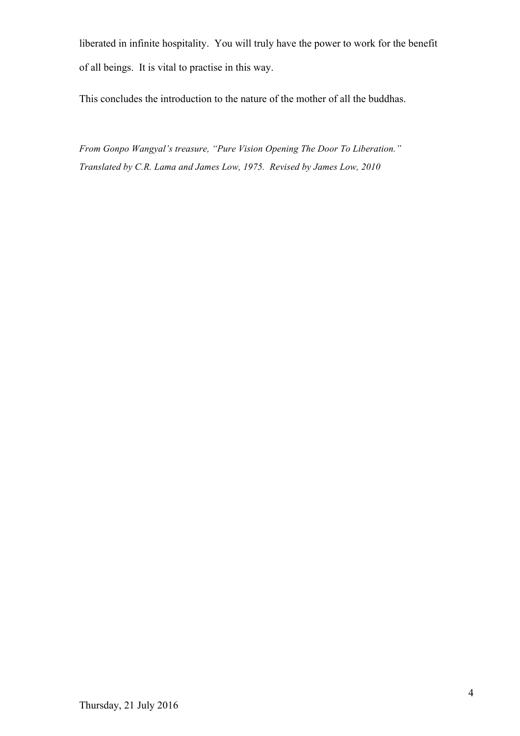liberated in infinite hospitality. You will truly have the power to work for the benefit of all beings. It is vital to practise in this way.

This concludes the introduction to the nature of the mother of all the buddhas.

*From Gonpo Wangyal's treasure, "Pure Vision Opening The Door To Liberation."*
*Translated by C.R. Lama and James Low, 1975. Revised by James Low, 2010*

Thursday, 21 July 2016